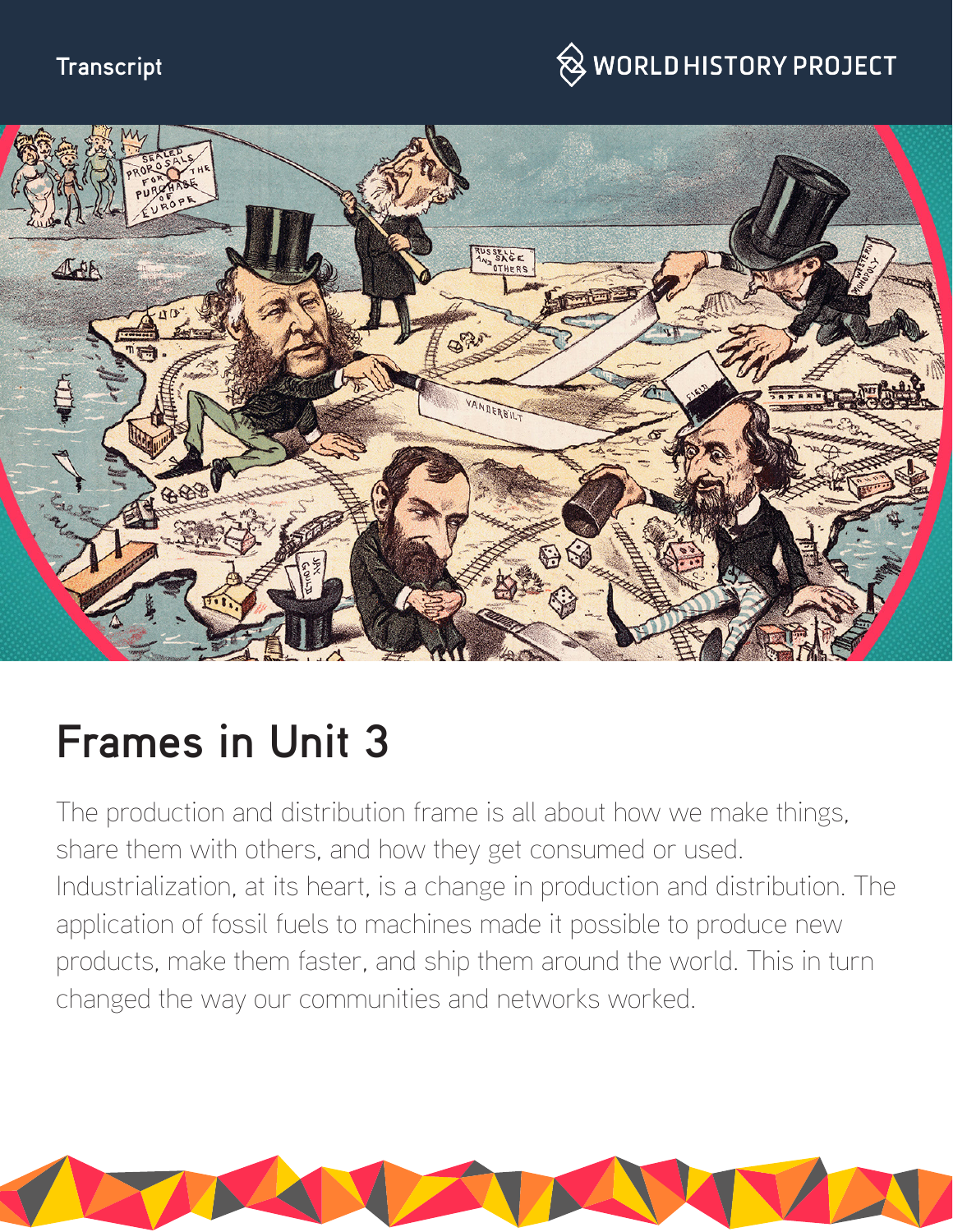Transcript

# Frames in Unit 3

The production and distribution frame is all about how we make things, share them with others, and how they get consumed or used. Industrialization, at its heart, is a change in production and distribution. The application of fossil fuels to machines made it possible to produce new products, make them faster, and ship them around the world. This in turn changed the way our communities and networks worked.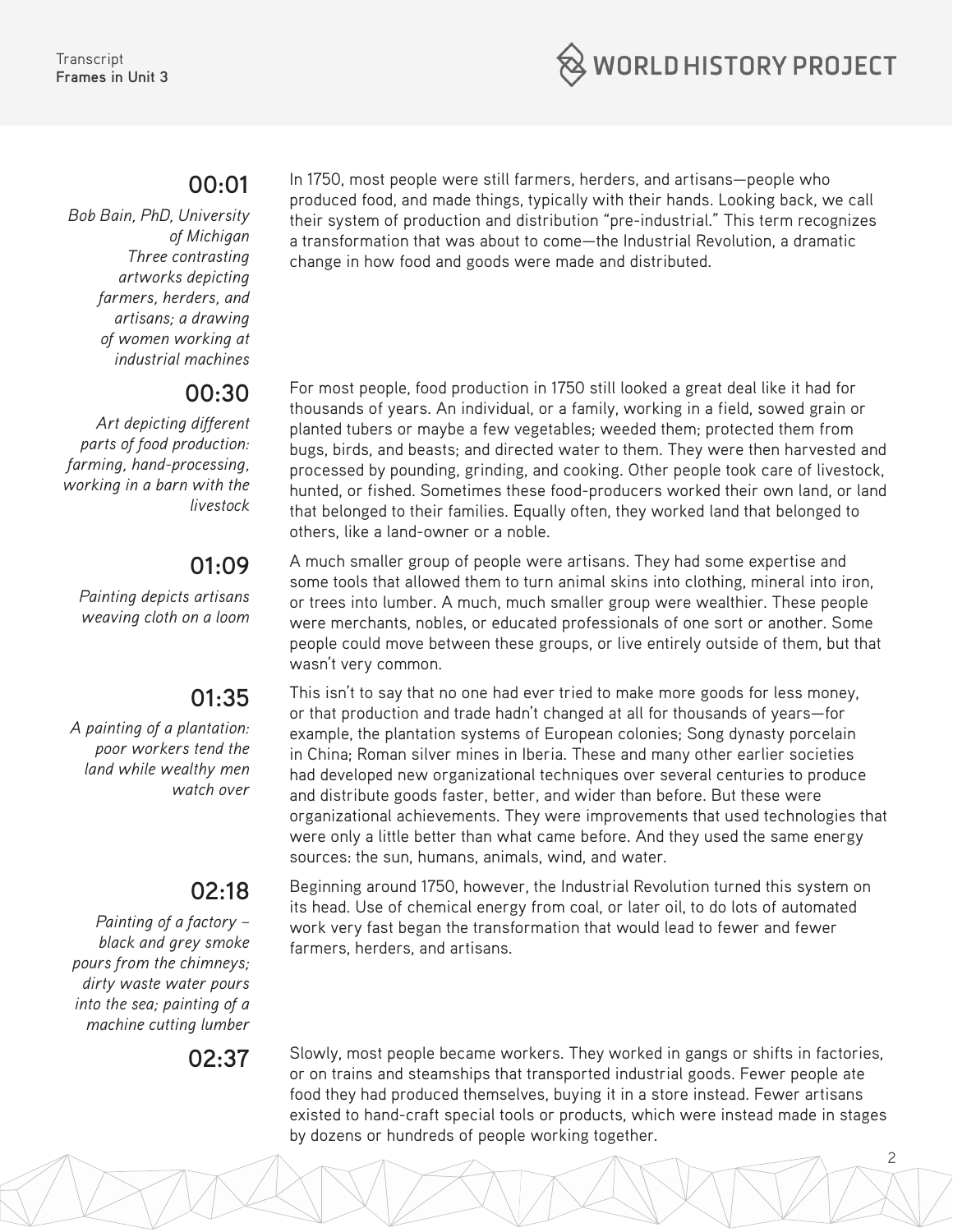## 00:01

*Bob Bain, PhD, University of Michigan*
*Three contrasting artworks depicting farmers, herders, and artisans; a drawing of women working at industrial machines*

In 1750, most people were still farmers, herders, and artisans—people who produced food, and made things, typically with their hands. Looking back, we call their system of production and distribution "pre-industrial." This term recognizes a transformation that was about to come—the Industrial Revolution, a dramatic change in how food and goods were made and distributed.

## 00:30

*Art depicting different parts of food production: farming, hand-processing, working in a barn with the livestock*

For most people, food production in 1750 still looked a great deal like it had for thousands of years. An individual, or a family, working in a field, sowed grain or planted tubers or maybe a few vegetables; weeded them; protected them from bugs, birds, and beasts; and directed water to them. They were then harvested and processed by pounding, grinding, and cooking. Other people took care of livestock, hunted, or fished. Sometimes these food-producers worked their own land, or land that belonged to their families. Equally often, they worked land that belonged to others, like a land-owner or a noble.

## 01:09

*Painting depicts artisans weaving cloth on a loom*

A much smaller group of people were artisans. They had some expertise and some tools that allowed them to turn animal skins into clothing, mineral into iron, or trees into lumber. A much, much smaller group were wealthier. These people were merchants, nobles, or educated professionals of one sort or another. Some people could move between these groups, or live entirely outside of them, but that wasn't very common.

## 01:35

*A painting of a plantation: poor workers tend the land while wealthy men watch over*

This isn't to say that no one had ever tried to make more goods for less money, or that production and trade hadn't changed at all for thousands of years—for example, the plantation systems of European colonies; Song dynasty porcelain in China; Roman silver mines in Iberia. These and many other earlier societies had developed new organizational techniques over several centuries to produce and distribute goods faster, better, and wider than before. But these were organizational achievements. They were improvements that used technologies that were only a little better than what came before. And they used the same energy sources: the sun, humans, animals, wind, and water.

## 02:18

*Painting of a factory – black and grey smoke pours from the chimneys; dirty waste water pours into the sea; painting of a machine cutting lumber*

Beginning around 1750, however, the Industrial Revolution turned this system on its head. Use of chemical energy from coal, or later oil, to do lots of automated work very fast began the transformation that would lead to fewer and fewer farmers, herders, and artisans.

## 02:37

Slowly, most people became workers. They worked in gangs or shifts in factories, or on trains and steamships that transported industrial goods. Fewer people ate food they had produced themselves, buying it in a store instead. Fewer artisans existed to hand-craft special tools or products, which were instead made in stages by dozens or hundreds of people working together.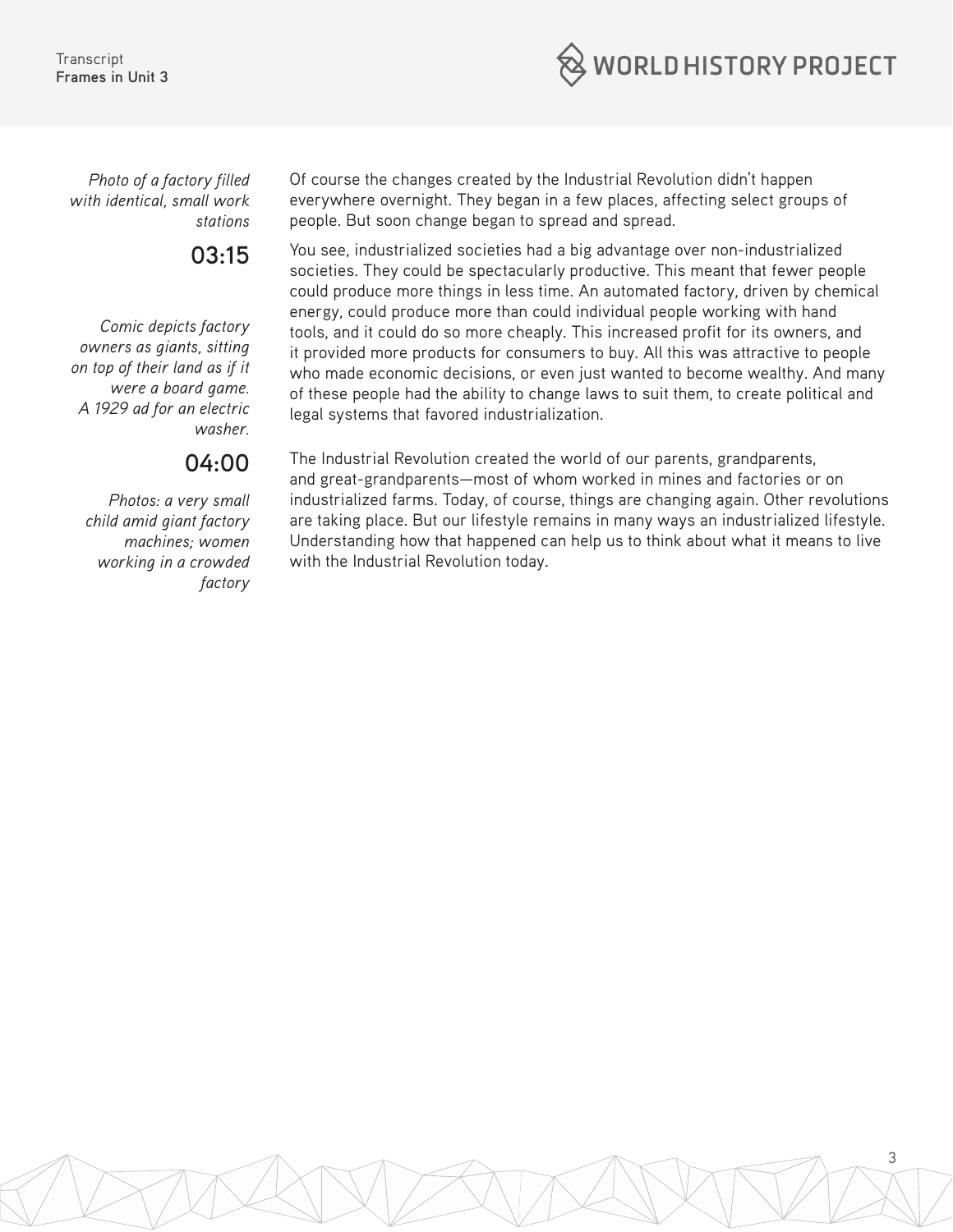*Photo of a factory filled with identical, small work stations*

Of course the changes created by the Industrial Revolution didn't happen everywhere overnight. They began in a few places, affecting select groups of people. But soon change began to spread and spread.

**03:15**

You see, industrialized societies had a big advantage over non-industrialized societies. They could be spectacularly productive. This meant that fewer people could produce more things in less time. An automated factory, driven by chemical energy, could produce more than could individual people working with hand tools, and it could do so more cheaply. This increased profit for its owners, and it provided more products for consumers to buy. All this was attractive to people who made economic decisions, or even just wanted to become wealthy. And many of these people had the ability to change laws to suit them, to create political and legal systems that favored industrialization.

*Comic depicts factory owners as giants, sitting on top of their land as if it were a board game. A 1929 ad for an electric washer.*

**04:00**

*Photos: a very small child amid giant factory machines; women working in a crowded factory*

The Industrial Revolution created the world of our parents, grandparents, and great-grandparents—most of whom worked in mines and factories or on industrialized farms. Today, of course, things are changing again. Other revolutions are taking place. But our lifestyle remains in many ways an industrialized lifestyle. Understanding how that happened can help us to think about what it means to live with the Industrial Revolution today.